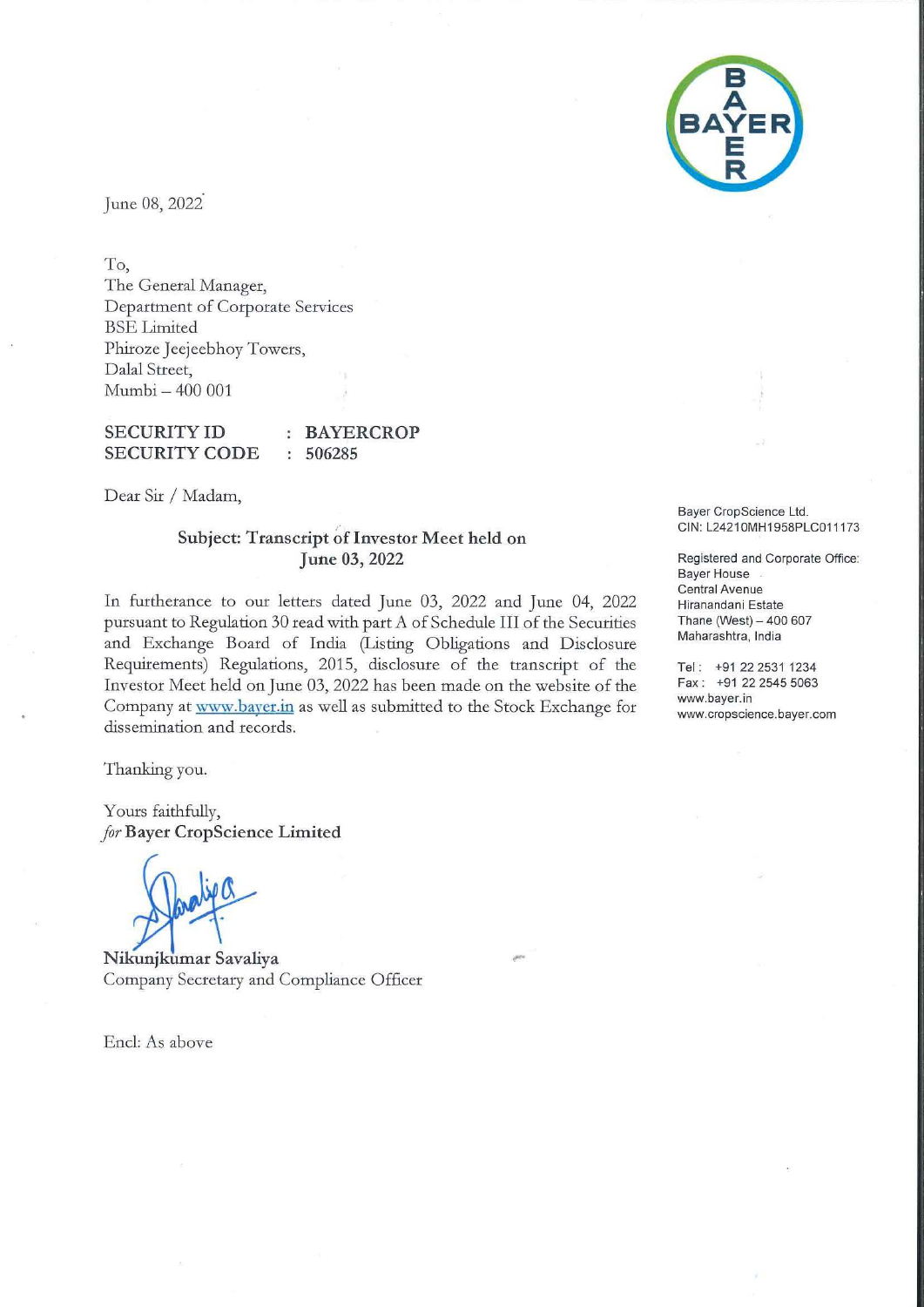June 08, 2022

To,
The General Manager,
Department of Corporate Services
BSE Limited
Phiroze Jeejeebhoy Towers,
Dalal Street,
Mumbi – 400 001

**SECURITY ID : BAYERCROP**
**SECURITY CODE : 506285**

Dear Sir / Madam,

**Subject: Transcript of Investor Meet held on June 03, 2022**

In furtherance to our letters dated June 03, 2022 and June 04, 2022 pursuant to Regulation 30 read with part A of Schedule III of the Securities and Exchange Board of India (Listing Obligations and Disclosure Requirements) Regulations, 2015, disclosure of the transcript of the Investor Meet held on June 03, 2022 has been made on the website of the Company at www.bayer.in as well as submitted to the Stock Exchange for dissemination and records.

Thanking you.

Yours faithfully,
*for* **Bayer CropScience Limited**

**Nikunjkumar Savaliya**
Company Secretary and Compliance Officer

Encl: As above

Bayer CropScience Ltd.
CIN: L24210MH1958PLC011173

Registered and Corporate Office:
Bayer House
Central Avenue
Hiranandani Estate
Thane (West) – 400 607
Maharashtra, India

Tel: +91 22 2531 1234
Fax: +91 22 2545 5063
www.bayer.in
www.cropscience.bayer.com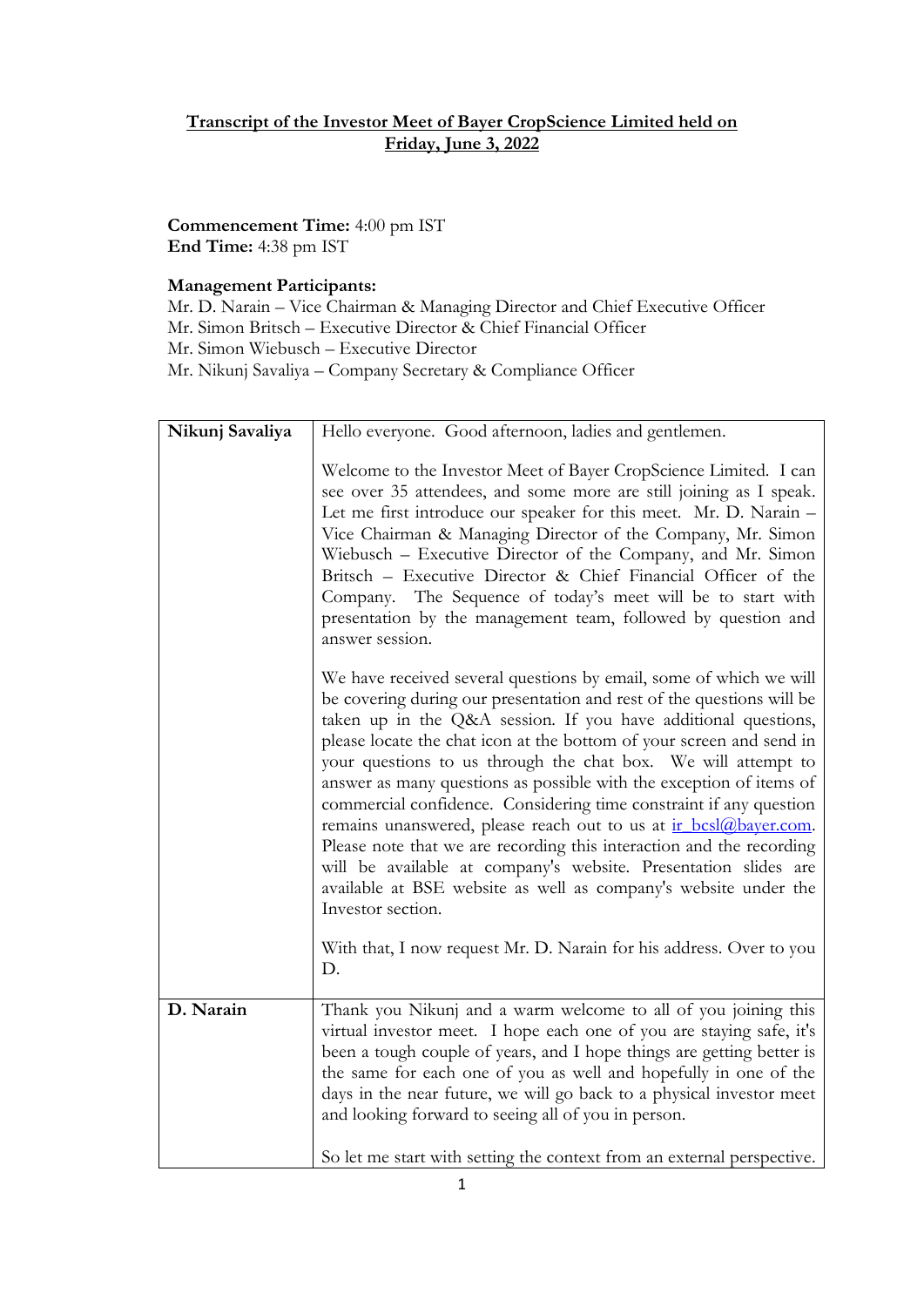# Transcript of the Investor Meet of Bayer CropScience Limited held on Friday, June 3, 2022

**Commencement Time:** 4:00 pm IST
**End Time:** 4:38 pm IST

**Management Participants:**
Mr. D. Narain – Vice Chairman & Managing Director and Chief Executive Officer
Mr. Simon Britsch – Executive Director & Chief Financial Officer
Mr. Simon Wiebusch – Executive Director
Mr. Nikunj Savaliya – Company Secretary & Compliance Officer

| | |
|---|---|
| **Nikunj Savaliya** | Hello everyone. Good afternoon, ladies and gentlemen.<br><br>Welcome to the Investor Meet of Bayer CropScience Limited. I can see over 35 attendees, and some more are still joining as I speak. Let me first introduce our speaker for this meet. Mr. D. Narain – Vice Chairman & Managing Director of the Company, Mr. Simon Wiebusch – Executive Director of the Company, and Mr. Simon Britsch – Executive Director & Chief Financial Officer of the Company. The Sequence of today's meet will be to start with presentation by the management team, followed by question and answer session.<br><br>We have received several questions by email, some of which we will be covering during our presentation and rest of the questions will be taken up in the Q&A session. If you have additional questions, please locate the chat icon at the bottom of your screen and send in your questions to us through the chat box. We will attempt to answer as many questions as possible with the exception of items of commercial confidence. Considering time constraint if any question remains unanswered, please reach out to us at ir_bcsl@bayer.com. Please note that we are recording this interaction and the recording will be available at company's website. Presentation slides are available at BSE website as well as company's website under the Investor section.<br><br>With that, I now request Mr. D. Narain for his address. Over to you D. |
| **D. Narain** | Thank you Nikunj and a warm welcome to all of you joining this virtual investor meet. I hope each one of you are staying safe, it's been a tough couple of years, and I hope things are getting better is the same for each one of you as well and hopefully in one of the days in the near future, we will go back to a physical investor meet and looking forward to seeing all of you in person.<br><br>So let me start with setting the context from an external perspective. |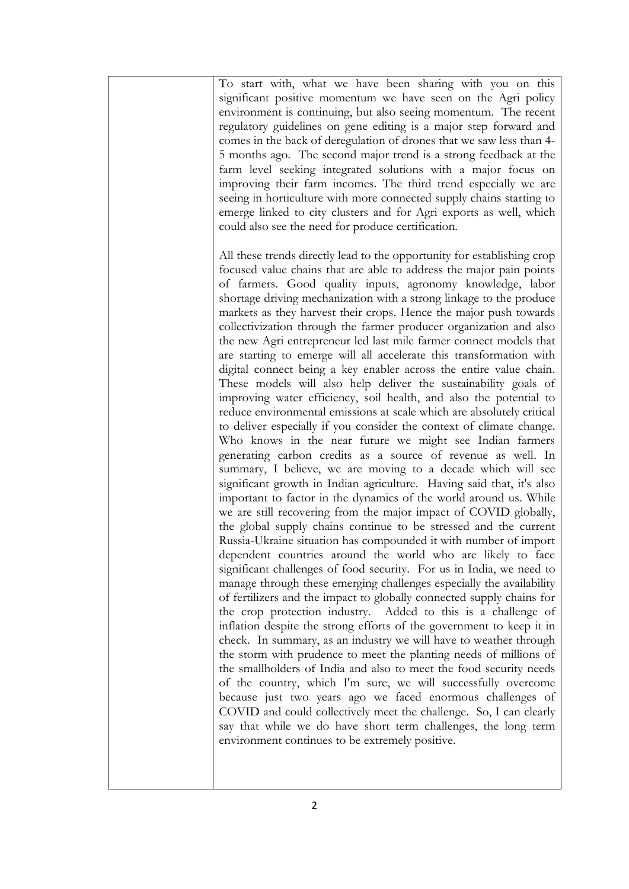| | |
|---|---|
| | To start with, what we have been sharing with you on this significant positive momentum we have seen on the Agri policy environment is continuing, but also seeing momentum. The recent regulatory guidelines on gene editing is a major step forward and comes in the back of deregulation of drones that we saw less than 4-5 months ago. The second major trend is a strong feedback at the farm level seeking integrated solutions with a major focus on improving their farm incomes. The third trend especially we are seeing in horticulture with more connected supply chains starting to emerge linked to city clusters and for Agri exports as well, which could also see the need for produce certification.<br><br>All these trends directly lead to the opportunity for establishing crop focused value chains that are able to address the major pain points of farmers. Good quality inputs, agronomy knowledge, labor shortage driving mechanization with a strong linkage to the produce markets as they harvest their crops. Hence the major push towards collectivization through the farmer producer organization and also the new Agri entrepreneur led last mile farmer connect models that are starting to emerge will all accelerate this transformation with digital connect being a key enabler across the entire value chain. These models will also help deliver the sustainability goals of improving water efficiency, soil health, and also the potential to reduce environmental emissions at scale which are absolutely critical to deliver especially if you consider the context of climate change. Who knows in the near future we might see Indian farmers generating carbon credits as a source of revenue as well. In summary, I believe, we are moving to a decade which will see significant growth in Indian agriculture. Having said that, it's also important to factor in the dynamics of the world around us. While we are still recovering from the major impact of COVID globally, the global supply chains continue to be stressed and the current Russia-Ukraine situation has compounded it with number of import dependent countries around the world who are likely to face significant challenges of food security. For us in India, we need to manage through these emerging challenges especially the availability of fertilizers and the impact to globally connected supply chains for the crop protection industry. Added to this is a challenge of inflation despite the strong efforts of the government to keep it in check. In summary, as an industry we will have to weather through the storm with prudence to meet the planting needs of millions of the smallholders of India and also to meet the food security needs of the country, which I'm sure, we will successfully overcome because just two years ago we faced enormous challenges of COVID and could collectively meet the challenge. So, I can clearly say that while we do have short term challenges, the long term environment continues to be extremely positive. |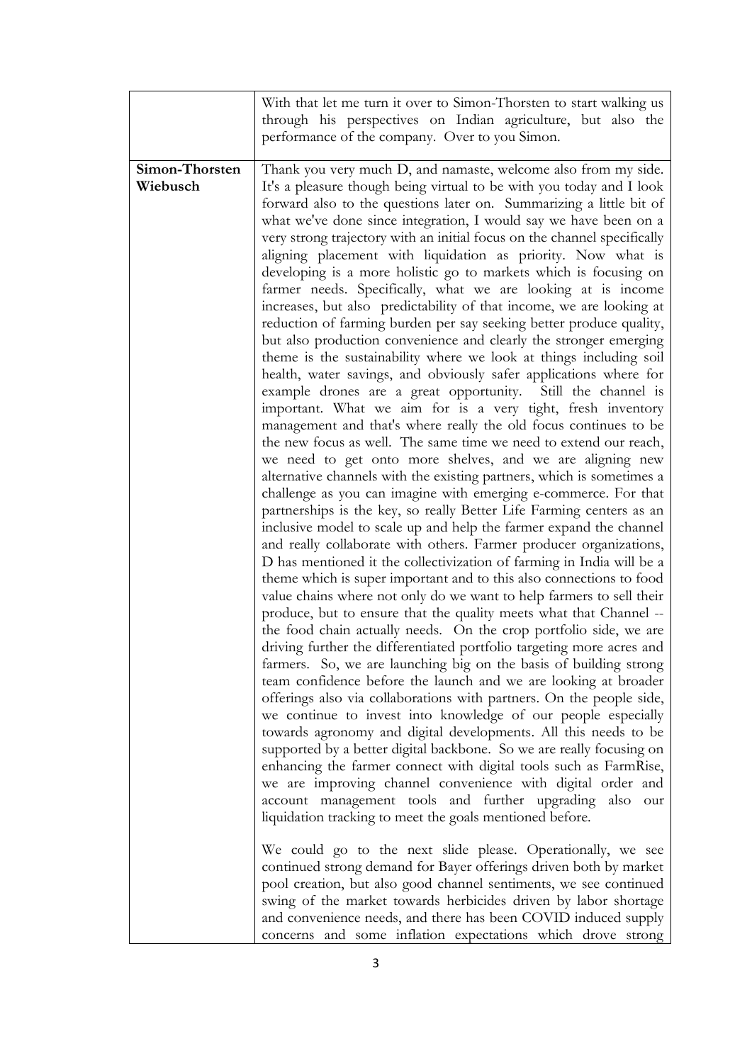| | |
|---|---|
| | With that let me turn it over to Simon-Thorsten to start walking us through his perspectives on Indian agriculture, but also the performance of the company. Over to you Simon. |
| **Simon-Thorsten Wiebusch** | Thank you very much D, and namaste, welcome also from my side. It's a pleasure though being virtual to be with you today and I look forward also to the questions later on. Summarizing a little bit of what we've done since integration, I would say we have been on a very strong trajectory with an initial focus on the channel specifically aligning placement with liquidation as priority. Now what is developing is a more holistic go to markets which is focusing on farmer needs. Specifically, what we are looking at is income increases, but also predictability of that income, we are looking at reduction of farming burden per say seeking better produce quality, but also production convenience and clearly the stronger emerging theme is the sustainability where we look at things including soil health, water savings, and obviously safer applications where for example drones are a great opportunity. Still the channel is important. What we aim for is a very tight, fresh inventory management and that's where really the old focus continues to be the new focus as well. The same time we need to extend our reach, we need to get onto more shelves, and we are aligning new alternative channels with the existing partners, which is sometimes a challenge as you can imagine with emerging e-commerce. For that partnerships is the key, so really Better Life Farming centers as an inclusive model to scale up and help the farmer expand the channel and really collaborate with others. Farmer producer organizations, D has mentioned it the collectivization of farming in India will be a theme which is super important and to this also connections to food value chains where not only do we want to help farmers to sell their produce, but to ensure that the quality meets what that Channel -- the food chain actually needs. On the crop portfolio side, we are driving further the differentiated portfolio targeting more acres and farmers. So, we are launching big on the basis of building strong team confidence before the launch and we are looking at broader offerings also via collaborations with partners. On the people side, we continue to invest into knowledge of our people especially towards agronomy and digital developments. All this needs to be supported by a better digital backbone. So we are really focusing on enhancing the farmer connect with digital tools such as FarmRise, we are improving channel convenience with digital order and account management tools and further upgrading also our liquidation tracking to meet the goals mentioned before.<br><br>We could go to the next slide please. Operationally, we see continued strong demand for Bayer offerings driven both by market pool creation, but also good channel sentiments, we see continued swing of the market towards herbicides driven by labor shortage and convenience needs, and there has been COVID induced supply concerns and some inflation expectations which drove strong |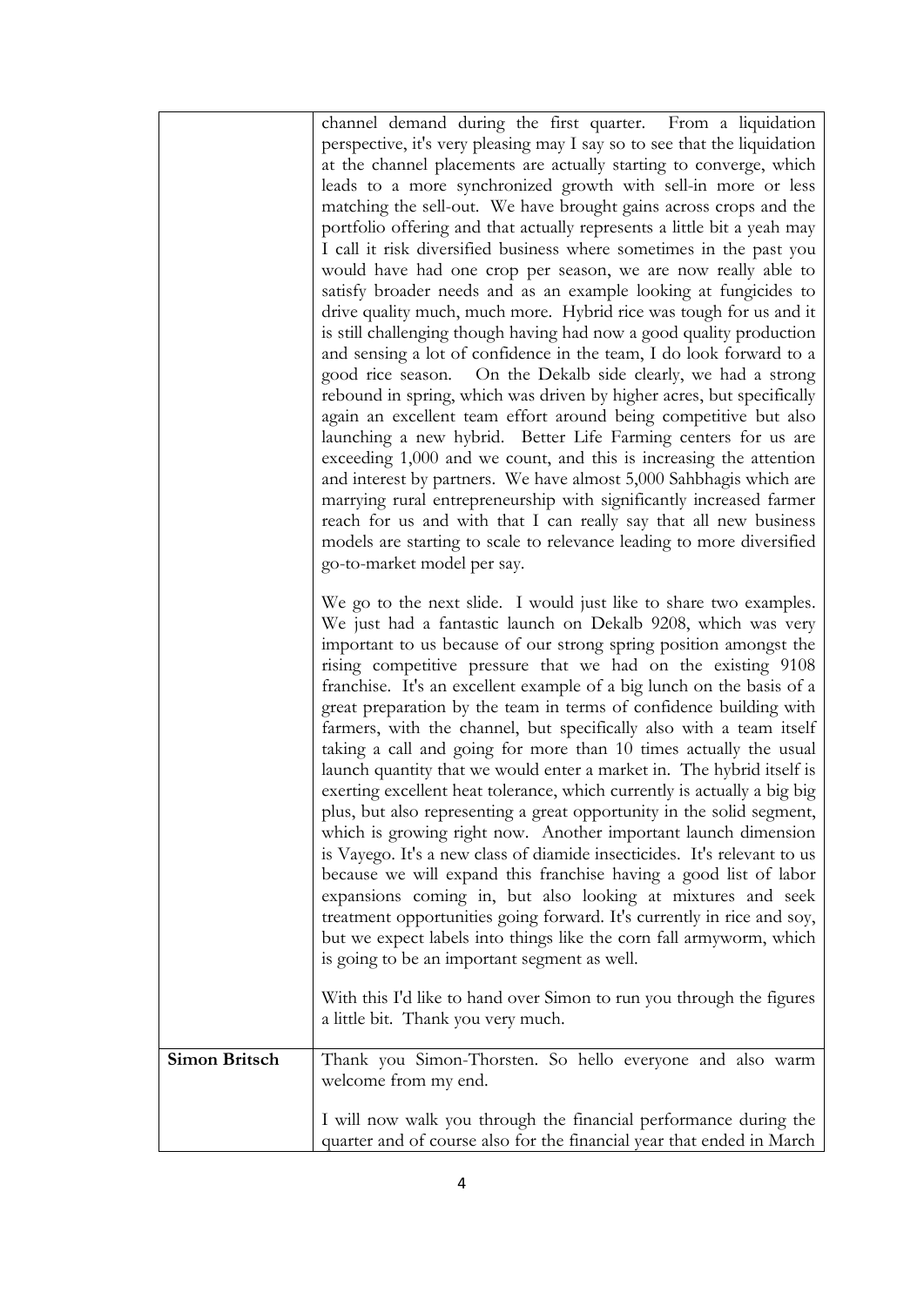| | |
|---|---|
| | channel demand during the first quarter. From a liquidation perspective, it's very pleasing may I say so to see that the liquidation at the channel placements are actually starting to converge, which leads to a more synchronized growth with sell-in more or less matching the sell-out. We have brought gains across crops and the portfolio offering and that actually represents a little bit a yeah may I call it risk diversified business where sometimes in the past you would have had one crop per season, we are now really able to satisfy broader needs and as an example looking at fungicides to drive quality much, much more. Hybrid rice was tough for us and it is still challenging though having had now a good quality production and sensing a lot of confidence in the team, I do look forward to a good rice season. On the Dekalb side clearly, we had a strong rebound in spring, which was driven by higher acres, but specifically again an excellent team effort around being competitive but also launching a new hybrid. Better Life Farming centers for us are exceeding 1,000 and we count, and this is increasing the attention and interest by partners. We have almost 5,000 Sahbhagis which are marrying rural entrepreneurship with significantly increased farmer reach for us and with that I can really say that all new business models are starting to scale to relevance leading to more diversified go-to-market model per say.<br><br>We go to the next slide. I would just like to share two examples. We just had a fantastic launch on Dekalb 9208, which was very important to us because of our strong spring position amongst the rising competitive pressure that we had on the existing 9108 franchise. It's an excellent example of a big lunch on the basis of a great preparation by the team in terms of confidence building with farmers, with the channel, but specifically also with a team itself taking a call and going for more than 10 times actually the usual launch quantity that we would enter a market in. The hybrid itself is exerting excellent heat tolerance, which currently is actually a big big plus, but also representing a great opportunity in the solid segment, which is growing right now. Another important launch dimension is Vayego. It's a new class of diamide insecticides. It's relevant to us because we will expand this franchise having a good list of labor expansions coming in, but also looking at mixtures and seek treatment opportunities going forward. It's currently in rice and soy, but we expect labels into things like the corn fall armyworm, which is going to be an important segment as well.<br><br>With this I'd like to hand over Simon to run you through the figures a little bit. Thank you very much. |
| **Simon Britsch** | Thank you Simon-Thorsten. So hello everyone and also warm welcome from my end.<br><br>I will now walk you through the financial performance during the quarter and of course also for the financial year that ended in March |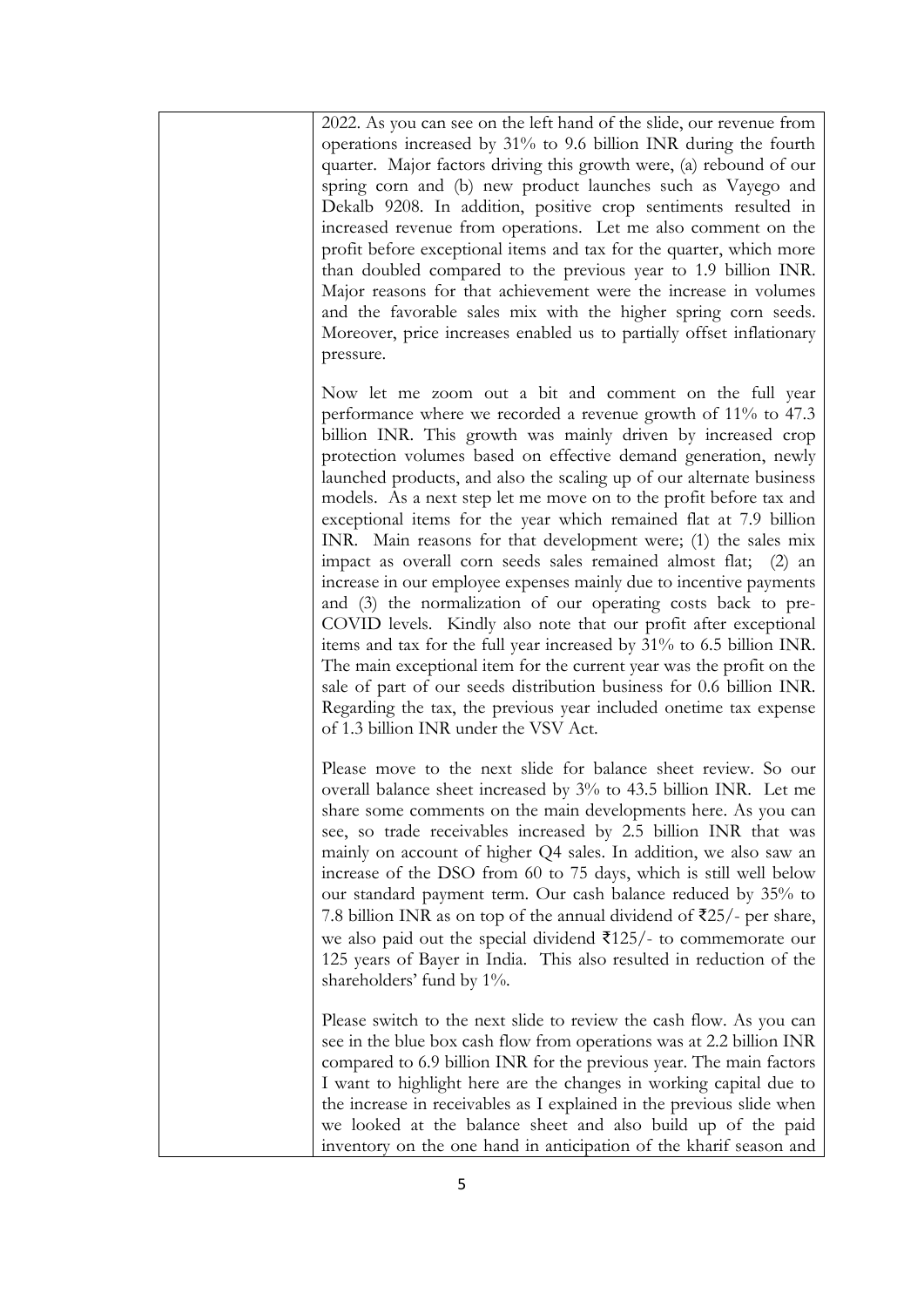2022. As you can see on the left hand of the slide, our revenue from operations increased by 31% to 9.6 billion INR during the fourth quarter. Major factors driving this growth were, (a) rebound of our spring corn and (b) new product launches such as Vayego and Dekalb 9208. In addition, positive crop sentiments resulted in increased revenue from operations. Let me also comment on the profit before exceptional items and tax for the quarter, which more than doubled compared to the previous year to 1.9 billion INR. Major reasons for that achievement were the increase in volumes and the favorable sales mix with the higher spring corn seeds. Moreover, price increases enabled us to partially offset inflationary pressure.

Now let me zoom out a bit and comment on the full year performance where we recorded a revenue growth of 11% to 47.3 billion INR. This growth was mainly driven by increased crop protection volumes based on effective demand generation, newly launched products, and also the scaling up of our alternate business models. As a next step let me move on to the profit before tax and exceptional items for the year which remained flat at 7.9 billion INR. Main reasons for that development were; (1) the sales mix impact as overall corn seeds sales remained almost flat; (2) an increase in our employee expenses mainly due to incentive payments and (3) the normalization of our operating costs back to pre-COVID levels. Kindly also note that our profit after exceptional items and tax for the full year increased by 31% to 6.5 billion INR. The main exceptional item for the current year was the profit on the sale of part of our seeds distribution business for 0.6 billion INR. Regarding the tax, the previous year included onetime tax expense of 1.3 billion INR under the VSV Act.

Please move to the next slide for balance sheet review. So our overall balance sheet increased by 3% to 43.5 billion INR. Let me share some comments on the main developments here. As you can see, so trade receivables increased by 2.5 billion INR that was mainly on account of higher Q4 sales. In addition, we also saw an increase of the DSO from 60 to 75 days, which is still well below our standard payment term. Our cash balance reduced by 35% to 7.8 billion INR as on top of the annual dividend of ₹25/- per share, we also paid out the special dividend ₹125/- to commemorate our 125 years of Bayer in India. This also resulted in reduction of the shareholders' fund by 1%.

Please switch to the next slide to review the cash flow. As you can see in the blue box cash flow from operations was at 2.2 billion INR compared to 6.9 billion INR for the previous year. The main factors I want to highlight here are the changes in working capital due to the increase in receivables as I explained in the previous slide when we looked at the balance sheet and also build up of the paid inventory on the one hand in anticipation of the kharif season and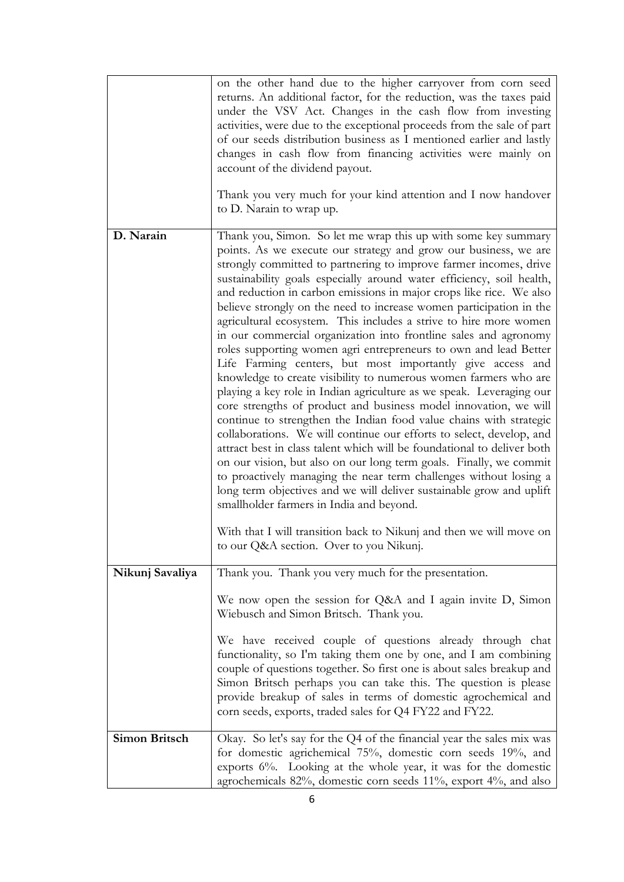| | |
|---|---|
| | on the other hand due to the higher carryover from corn seed returns. An additional factor, for the reduction, was the taxes paid under the VSV Act. Changes in the cash flow from investing activities, were due to the exceptional proceeds from the sale of part of our seeds distribution business as I mentioned earlier and lastly changes in cash flow from financing activities were mainly on account of the dividend payout.<br><br>Thank you very much for your kind attention and I now handover to D. Narain to wrap up. |
| **D. Narain** | Thank you, Simon. So let me wrap this up with some key summary points. As we execute our strategy and grow our business, we are strongly committed to partnering to improve farmer incomes, drive sustainability goals especially around water efficiency, soil health, and reduction in carbon emissions in major crops like rice. We also believe strongly on the need to increase women participation in the agricultural ecosystem. This includes a strive to hire more women in our commercial organization into frontline sales and agronomy roles supporting women agri entrepreneurs to own and lead Better Life Farming centers, but most importantly give access and knowledge to create visibility to numerous women farmers who are playing a key role in Indian agriculture as we speak. Leveraging our core strengths of product and business model innovation, we will continue to strengthen the Indian food value chains with strategic collaborations. We will continue our efforts to select, develop, and attract best in class talent which will be foundational to deliver both on our vision, but also on our long term goals. Finally, we commit to proactively managing the near term challenges without losing a long term objectives and we will deliver sustainable grow and uplift smallholder farmers in India and beyond.<br><br>With that I will transition back to Nikunj and then we will move on to our Q&A section. Over to you Nikunj. |
| **Nikunj Savaliya** | Thank you. Thank you very much for the presentation.<br><br>We now open the session for Q&A and I again invite D, Simon Wiebusch and Simon Britsch. Thank you.<br><br>We have received couple of questions already through chat functionality, so I'm taking them one by one, and I am combining couple of questions together. So first one is about sales breakup and Simon Britsch perhaps you can take this. The question is please provide breakup of sales in terms of domestic agrochemical and corn seeds, exports, traded sales for Q4 FY22 and FY22. |
| **Simon Britsch** | Okay. So let's say for the Q4 of the financial year the sales mix was for domestic agrichemical 75%, domestic corn seeds 19%, and exports 6%. Looking at the whole year, it was for the domestic agrochemicals 82%, domestic corn seeds 11%, export 4%, and also |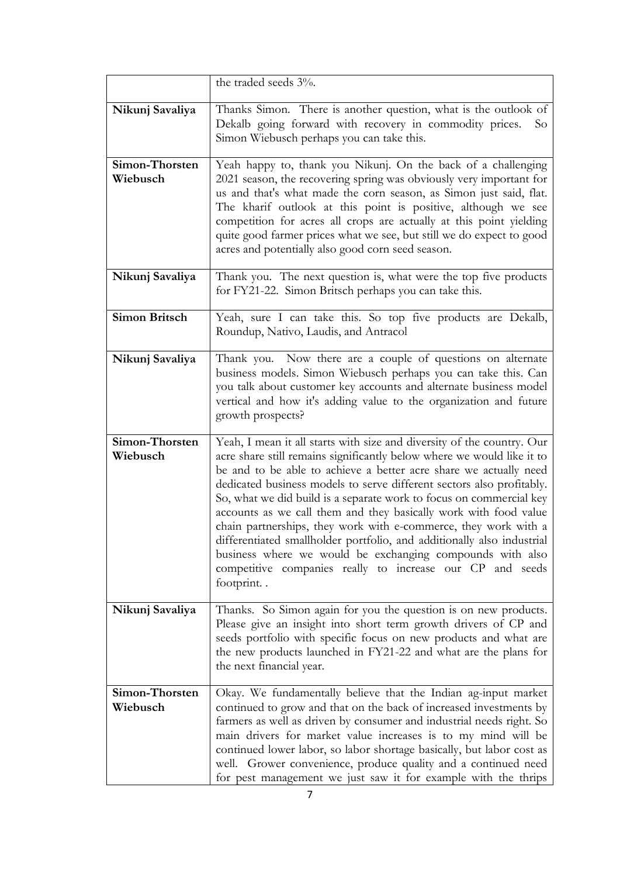| | |
|---|---|
| | the traded seeds 3%. |
| **Nikunj Savaliya** | Thanks Simon. There is another question, what is the outlook of Dekalb going forward with recovery in commodity prices. So Simon Wiebusch perhaps you can take this. |
| **Simon-Thorsten Wiebusch** | Yeah happy to, thank you Nikunj. On the back of a challenging 2021 season, the recovering spring was obviously very important for us and that's what made the corn season, as Simon just said, flat. The kharif outlook at this point is positive, although we see competition for acres all crops are actually at this point yielding quite good farmer prices what we see, but still we do expect to good acres and potentially also good corn seed season. |
| **Nikunj Savaliya** | Thank you. The next question is, what were the top five products for FY21-22. Simon Britsch perhaps you can take this. |
| **Simon Britsch** | Yeah, sure I can take this. So top five products are Dekalb, Roundup, Nativo, Laudis, and Antracol |
| **Nikunj Savaliya** | Thank you. Now there are a couple of questions on alternate business models. Simon Wiebusch perhaps you can take this. Can you talk about customer key accounts and alternate business model vertical and how it's adding value to the organization and future growth prospects? |
| **Simon-Thorsten Wiebusch** | Yeah, I mean it all starts with size and diversity of the country. Our acre share still remains significantly below where we would like it to be and to be able to achieve a better acre share we actually need dedicated business models to serve different sectors also profitably. So, what we did build is a separate work to focus on commercial key accounts as we call them and they basically work with food value chain partnerships, they work with e-commerce, they work with a differentiated smallholder portfolio, and additionally also industrial business where we would be exchanging compounds with also competitive companies really to increase our CP and seeds footprint. . |
| **Nikunj Savaliya** | Thanks. So Simon again for you the question is on new products. Please give an insight into short term growth drivers of CP and seeds portfolio with specific focus on new products and what are the new products launched in FY21-22 and what are the plans for the next financial year. |
| **Simon-Thorsten Wiebusch** | Okay. We fundamentally believe that the Indian ag-input market continued to grow and that on the back of increased investments by farmers as well as driven by consumer and industrial needs right. So main drivers for market value increases is to my mind will be continued lower labor, so labor shortage basically, but labor cost as well. Grower convenience, produce quality and a continued need for pest management we just saw it for example with the thrips |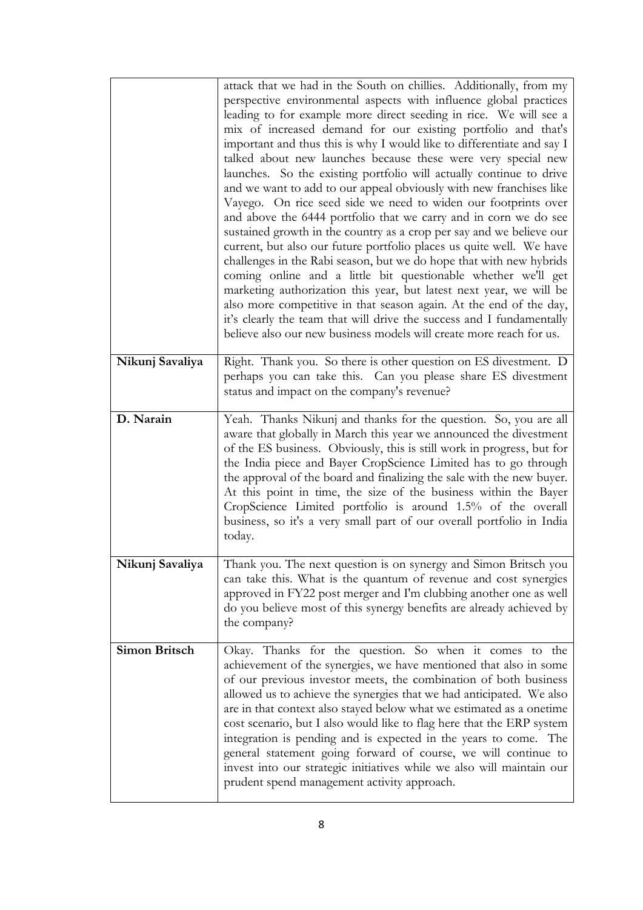|  |  |
| --- | --- |
|  | attack that we had in the South on chillies. Additionally, from my perspective environmental aspects with influence global practices leading to for example more direct seeding in rice. We will see a mix of increased demand for our existing portfolio and that's important and thus this is why I would like to differentiate and say I talked about new launches because these were very special new launches. So the existing portfolio will actually continue to drive and we want to add to our appeal obviously with new franchises like Vayego. On rice seed side we need to widen our footprints over and above the 6444 portfolio that we carry and in corn we do see sustained growth in the country as a crop per say and we believe our current, but also our future portfolio places us quite well. We have challenges in the Rabi season, but we do hope that with new hybrids coming online and a little bit questionable whether we'll get marketing authorization this year, but latest next year, we will be also more competitive in that season again. At the end of the day, it's clearly the team that will drive the success and I fundamentally believe also our new business models will create more reach for us. |
| **Nikunj Savaliya** | Right. Thank you. So there is other question on ES divestment. D perhaps you can take this. Can you please share ES divestment status and impact on the company's revenue? |
| **D. Narain** | Yeah. Thanks Nikunj and thanks for the question. So, you are all aware that globally in March this year we announced the divestment of the ES business. Obviously, this is still work in progress, but for the India piece and Bayer CropScience Limited has to go through the approval of the board and finalizing the sale with the new buyer. At this point in time, the size of the business within the Bayer CropScience Limited portfolio is around 1.5% of the overall business, so it's a very small part of our overall portfolio in India today. |
| **Nikunj Savaliya** | Thank you. The next question is on synergy and Simon Britsch you can take this. What is the quantum of revenue and cost synergies approved in FY22 post merger and I'm clubbing another one as well do you believe most of this synergy benefits are already achieved by the company? |
| **Simon Britsch** | Okay. Thanks for the question. So when it comes to the achievement of the synergies, we have mentioned that also in some of our previous investor meets, the combination of both business allowed us to achieve the synergies that we had anticipated. We also are in that context also stayed below what we estimated as a onetime cost scenario, but I also would like to flag here that the ERP system integration is pending and is expected in the years to come. The general statement going forward of course, we will continue to invest into our strategic initiatives while we also will maintain our prudent spend management activity approach. |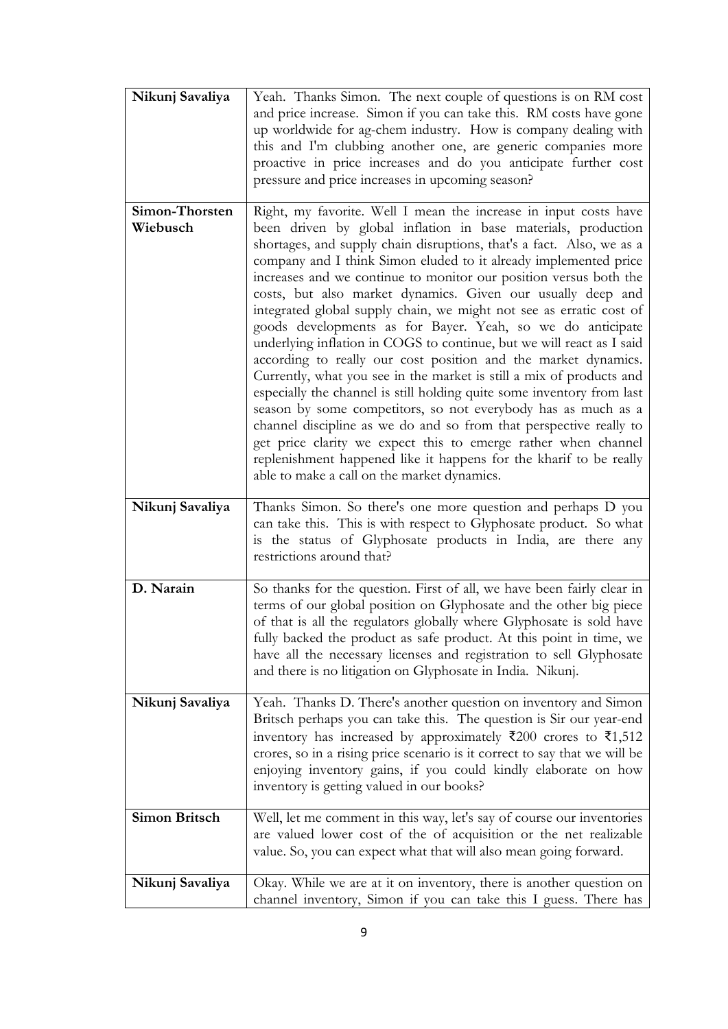| | |
|---|---|
| **Nikunj Savaliya** | Yeah. Thanks Simon. The next couple of questions is on RM cost and price increase. Simon if you can take this. RM costs have gone up worldwide for ag-chem industry. How is company dealing with this and I'm clubbing another one, are generic companies more proactive in price increases and do you anticipate further cost pressure and price increases in upcoming season? |
| **Simon-Thorsten Wiebusch** | Right, my favorite. Well I mean the increase in input costs have been driven by global inflation in base materials, production shortages, and supply chain disruptions, that's a fact. Also, we as a company and I think Simon eluded to it already implemented price increases and we continue to monitor our position versus both the costs, but also market dynamics. Given our usually deep and integrated global supply chain, we might not see as erratic cost of goods developments as for Bayer. Yeah, so we do anticipate underlying inflation in COGS to continue, but we will react as I said according to really our cost position and the market dynamics. Currently, what you see in the market is still a mix of products and especially the channel is still holding quite some inventory from last season by some competitors, so not everybody has as much as a channel discipline as we do and so from that perspective really to get price clarity we expect this to emerge rather when channel replenishment happened like it happens for the kharif to be really able to make a call on the market dynamics. |
| **Nikunj Savaliya** | Thanks Simon. So there's one more question and perhaps D you can take this. This is with respect to Glyphosate product. So what is the status of Glyphosate products in India, are there any restrictions around that? |
| **D. Narain** | So thanks for the question. First of all, we have been fairly clear in terms of our global position on Glyphosate and the other big piece of that is all the regulators globally where Glyphosate is sold have fully backed the product as safe product. At this point in time, we have all the necessary licenses and registration to sell Glyphosate and there is no litigation on Glyphosate in India. Nikunj. |
| **Nikunj Savaliya** | Yeah. Thanks D. There's another question on inventory and Simon Britsch perhaps you can take this. The question is Sir our year-end inventory has increased by approximately ₹200 crores to ₹1,512 crores, so in a rising price scenario is it correct to say that we will be enjoying inventory gains, if you could kindly elaborate on how inventory is getting valued in our books? |
| **Simon Britsch** | Well, let me comment in this way, let's say of course our inventories are valued lower cost of the of acquisition or the net realizable value. So, you can expect what that will also mean going forward. |
| **Nikunj Savaliya** | Okay. While we are at it on inventory, there is another question on channel inventory, Simon if you can take this I guess. There has |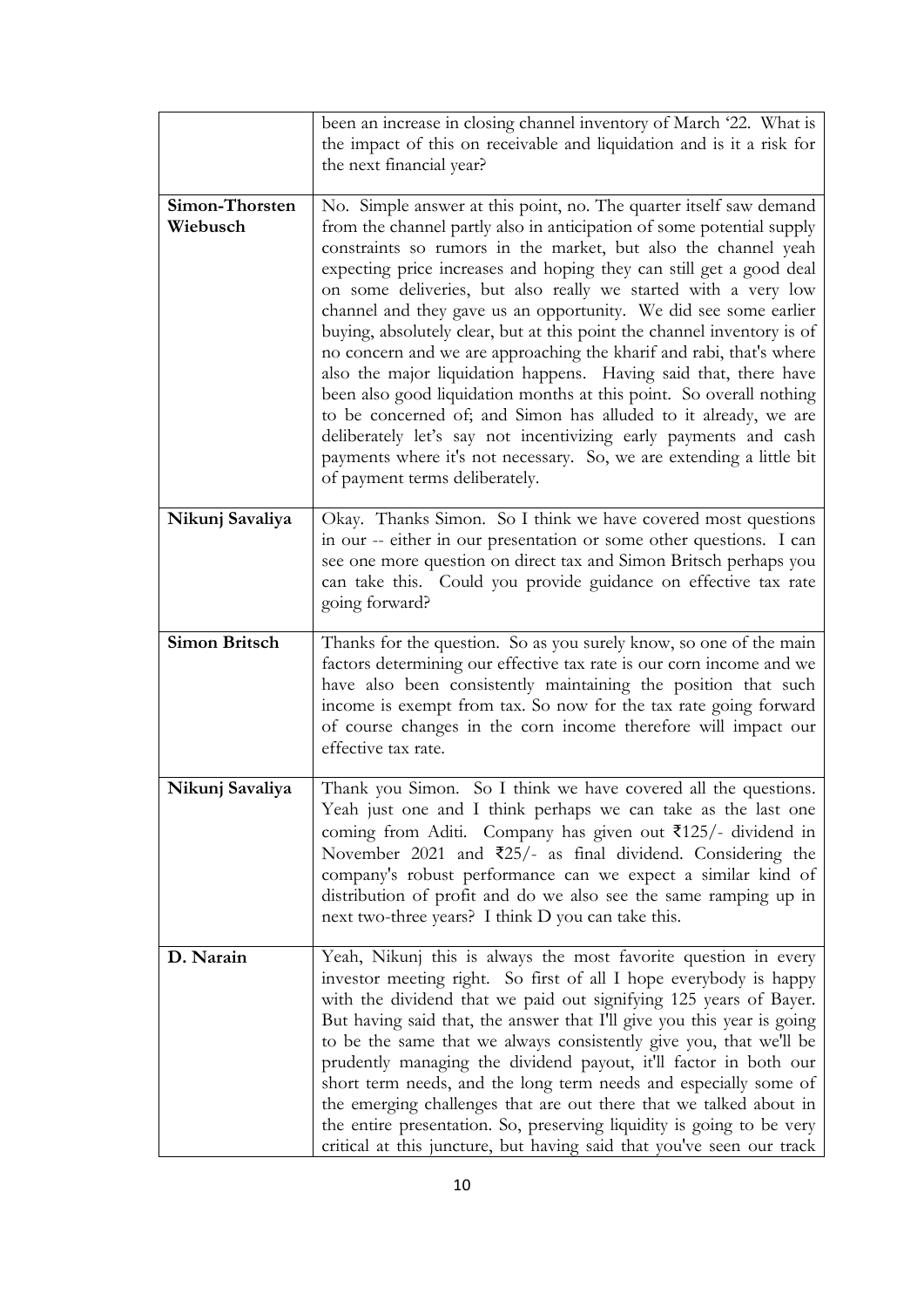| | |
|---|---|
| | been an increase in closing channel inventory of March '22. What is the impact of this on receivable and liquidation and is it a risk for the next financial year? |
| **Simon-Thorsten Wiebusch** | No. Simple answer at this point, no. The quarter itself saw demand from the channel partly also in anticipation of some potential supply constraints so rumors in the market, but also the channel yeah expecting price increases and hoping they can still get a good deal on some deliveries, but also really we started with a very low channel and they gave us an opportunity. We did see some earlier buying, absolutely clear, but at this point the channel inventory is of no concern and we are approaching the kharif and rabi, that's where also the major liquidation happens. Having said that, there have been also good liquidation months at this point. So overall nothing to be concerned of; and Simon has alluded to it already, we are deliberately let's say not incentivizing early payments and cash payments where it's not necessary. So, we are extending a little bit of payment terms deliberately. |
| **Nikunj Savaliya** | Okay. Thanks Simon. So I think we have covered most questions in our -- either in our presentation or some other questions. I can see one more question on direct tax and Simon Britsch perhaps you can take this. Could you provide guidance on effective tax rate going forward? |
| **Simon Britsch** | Thanks for the question. So as you surely know, so one of the main factors determining our effective tax rate is our corn income and we have also been consistently maintaining the position that such income is exempt from tax. So now for the tax rate going forward of course changes in the corn income therefore will impact our effective tax rate. |
| **Nikunj Savaliya** | Thank you Simon. So I think we have covered all the questions. Yeah just one and I think perhaps we can take as the last one coming from Aditi. Company has given out ₹125/- dividend in November 2021 and ₹25/- as final dividend. Considering the company's robust performance can we expect a similar kind of distribution of profit and do we also see the same ramping up in next two-three years? I think D you can take this. |
| **D. Narain** | Yeah, Nikunj this is always the most favorite question in every investor meeting right. So first of all I hope everybody is happy with the dividend that we paid out signifying 125 years of Bayer. But having said that, the answer that I'll give you this year is going to be the same that we always consistently give you, that we'll be prudently managing the dividend payout, it'll factor in both our short term needs, and the long term needs and especially some of the emerging challenges that are out there that we talked about in the entire presentation. So, preserving liquidity is going to be very critical at this juncture, but having said that you've seen our track |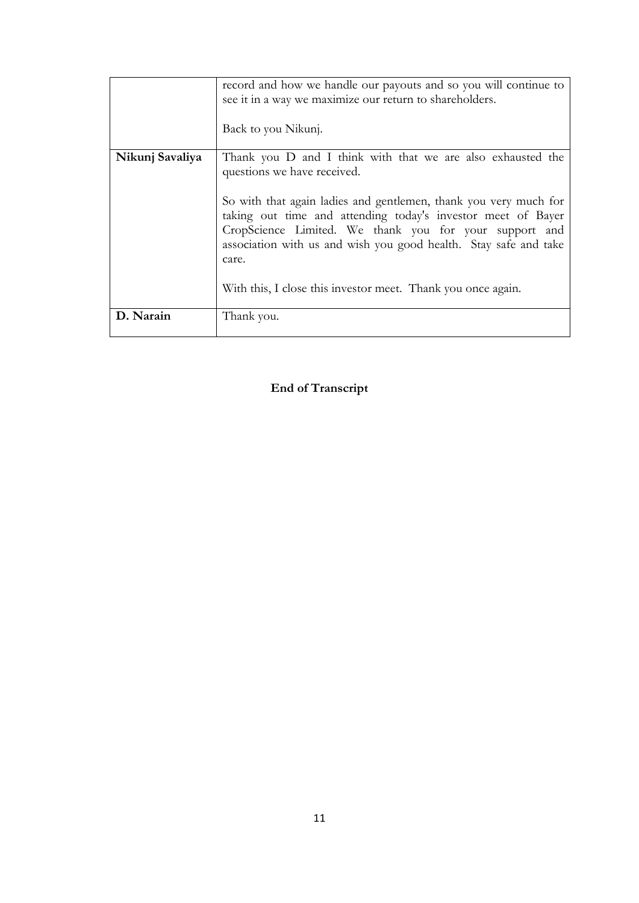| | |
|---|---|
| | record and how we handle our payouts and so you will continue to see it in a way we maximize our return to shareholders.<br><br>Back to you Nikunj. |
| **Nikunj Savaliya** | Thank you D and I think with that we are also exhausted the questions we have received.<br><br>So with that again ladies and gentlemen, thank you very much for taking out time and attending today's investor meet of Bayer CropScience Limited. We thank you for your support and association with us and wish you good health. Stay safe and take care.<br><br>With this, I close this investor meet. Thank you once again. |
| **D. Narain** | Thank you. |

**End of Transcript**